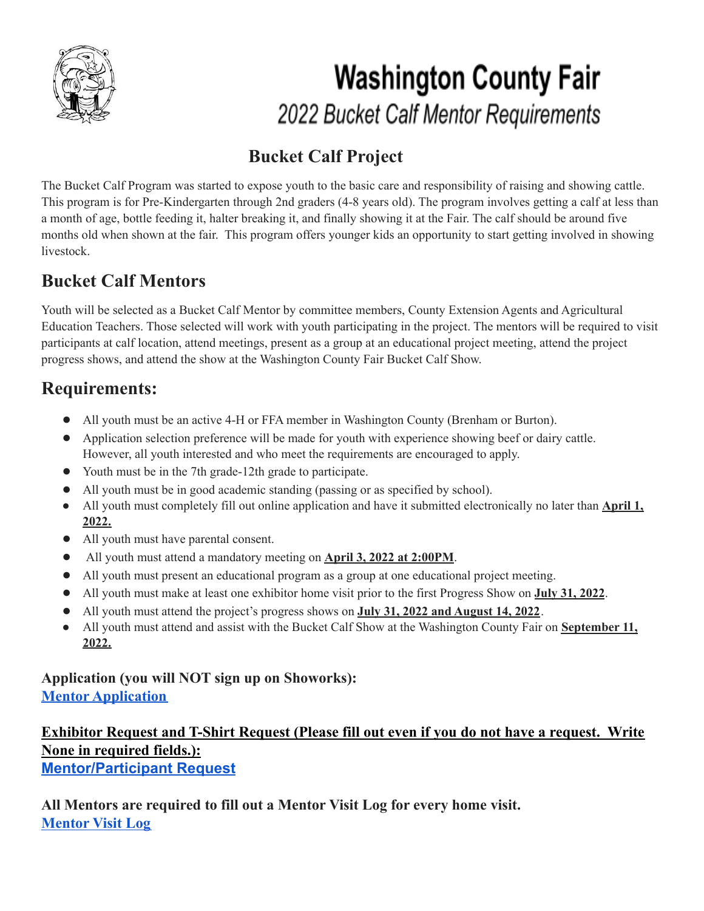# Washington County Fair

## 2022 Bucket Calf Mentor Requirements

## Bucket Calf Project

The Bucket Calf Program was started to expose youth to the basic care and responsibility of raising and showing cattle. This program is for Pre-Kindergarten through 2nd graders (4-8 years old). The program involves getting a calf at less than a month of age, bottle feeding it, halter breaking it, and finally showing it at the Fair. The calf should be around five months old when shown at the fair. This program offers younger kids an opportunity to start getting involved in showing livestock.

## Bucket Calf Mentors

Youth will be selected as a Bucket Calf Mentor by committee members, County Extension Agents and Agricultural Education Teachers. Those selected will work with youth participating in the project. The mentors will be required to visit participants at calf location, attend meetings, present as a group at an educational project meeting, attend the project progress shows, and attend the show at the Washington County Fair Bucket Calf Show.

## Requirements:

- All youth must be an active 4-H or FFA member in Washington County (Brenham or Burton).
- Application selection preference will be made for youth with experience showing beef or dairy cattle. However, all youth interested and who meet the requirements are encouraged to apply.
- Youth must be in the 7th grade-12th grade to participate.
- All youth must be in good academic standing (passing or as specified by school).
- All youth must completely fill out online application and have it submitted electronically no later than **April 1, 2022.**
- All youth must have parental consent.
- All youth must attend a mandatory meeting on **April 3, 2022 at 2:00PM**.
- All youth must present an educational program as a group at one educational project meeting.
- All youth must make at least one exhibitor home visit prior to the first Progress Show on **July 31, 2022**.
- All youth must attend the project's progress shows on **July 31, 2022 and August 14, 2022**.
- All youth must attend and assist with the Bucket Calf Show at the Washington County Fair on **September 11, 2022.**

**Application (you will NOT sign up on Showorks):**
**Mentor Application**

**Exhibitor Request and T-Shirt Request (Please fill out even if you do not have a request. Write None in required fields.):**
**Mentor/Participant Request**

**All Mentors are required to fill out a Mentor Visit Log for every home visit.**
**Mentor Visit Log**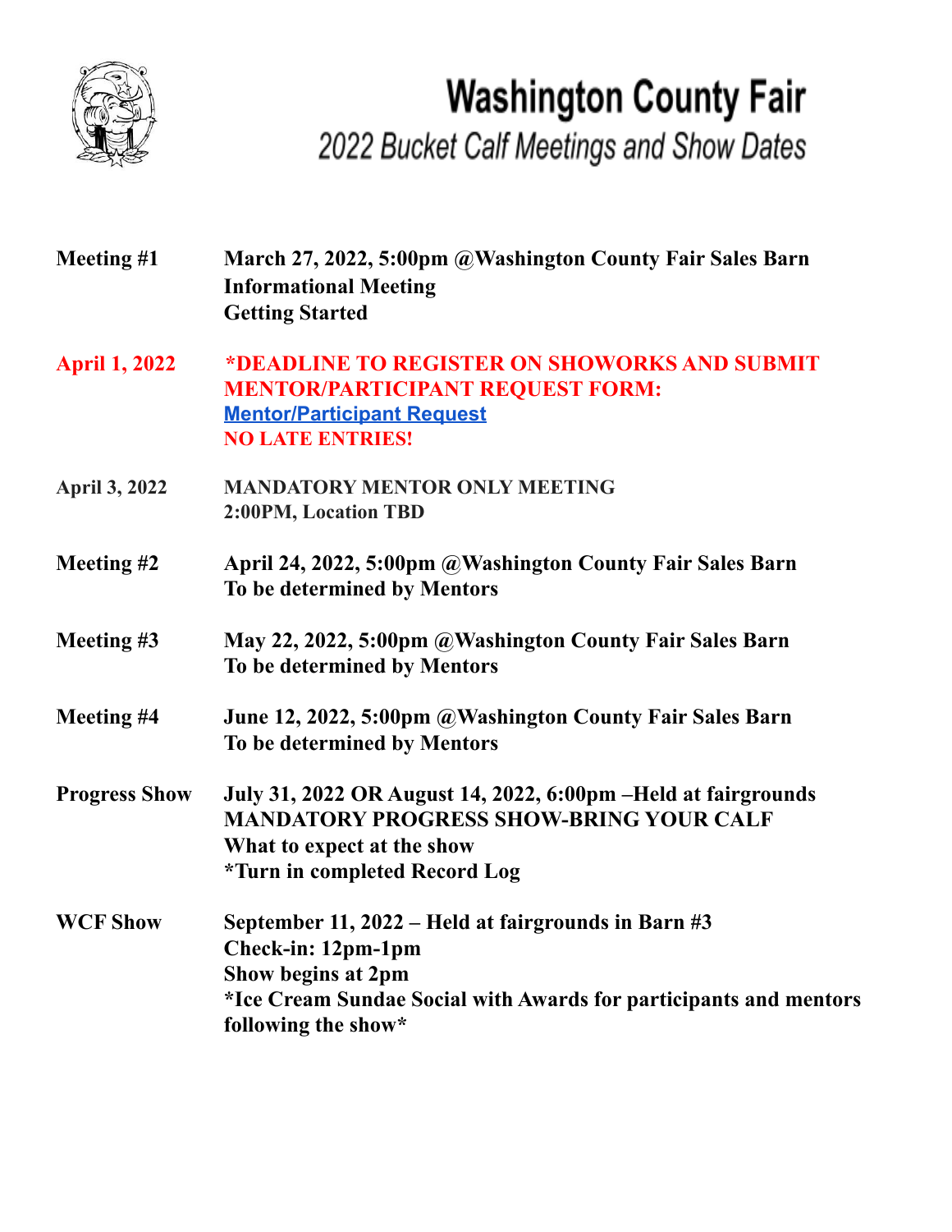# Washington County Fair

## 2022 Bucket Calf Meetings and Show Dates

| | |
|---|---|
| **Meeting #1** | **March 27, 2022, 5:00pm @Washington County Fair Sales Barn**<br>**Informational Meeting**<br>**Getting Started** |
| **April 1, 2022** | **\*DEADLINE TO REGISTER ON SHOWORKS AND SUBMIT MENTOR/PARTICIPANT REQUEST FORM:**<br>**Mentor/Participant Request**<br>**NO LATE ENTRIES!** |
| **April 3, 2022** | **MANDATORY MENTOR ONLY MEETING**<br>**2:00PM, Location TBD** |
| **Meeting #2** | **April 24, 2022, 5:00pm @Washington County Fair Sales Barn**<br>**To be determined by Mentors** |
| **Meeting #3** | **May 22, 2022, 5:00pm @Washington County Fair Sales Barn**<br>**To be determined by Mentors** |
| **Meeting #4** | **June 12, 2022, 5:00pm @Washington County Fair Sales Barn**<br>**To be determined by Mentors** |
| **Progress Show** | **July 31, 2022 OR August 14, 2022, 6:00pm –Held at fairgrounds**<br>**MANDATORY PROGRESS SHOW-BRING YOUR CALF**<br>**What to expect at the show**<br>**\*Turn in completed Record Log** |
| **WCF Show** | **September 11, 2022 – Held at fairgrounds in Barn #3**<br>**Check-in: 12pm-1pm**<br>**Show begins at 2pm**<br>**\*Ice Cream Sundae Social with Awards for participants and mentors following the show\*** |